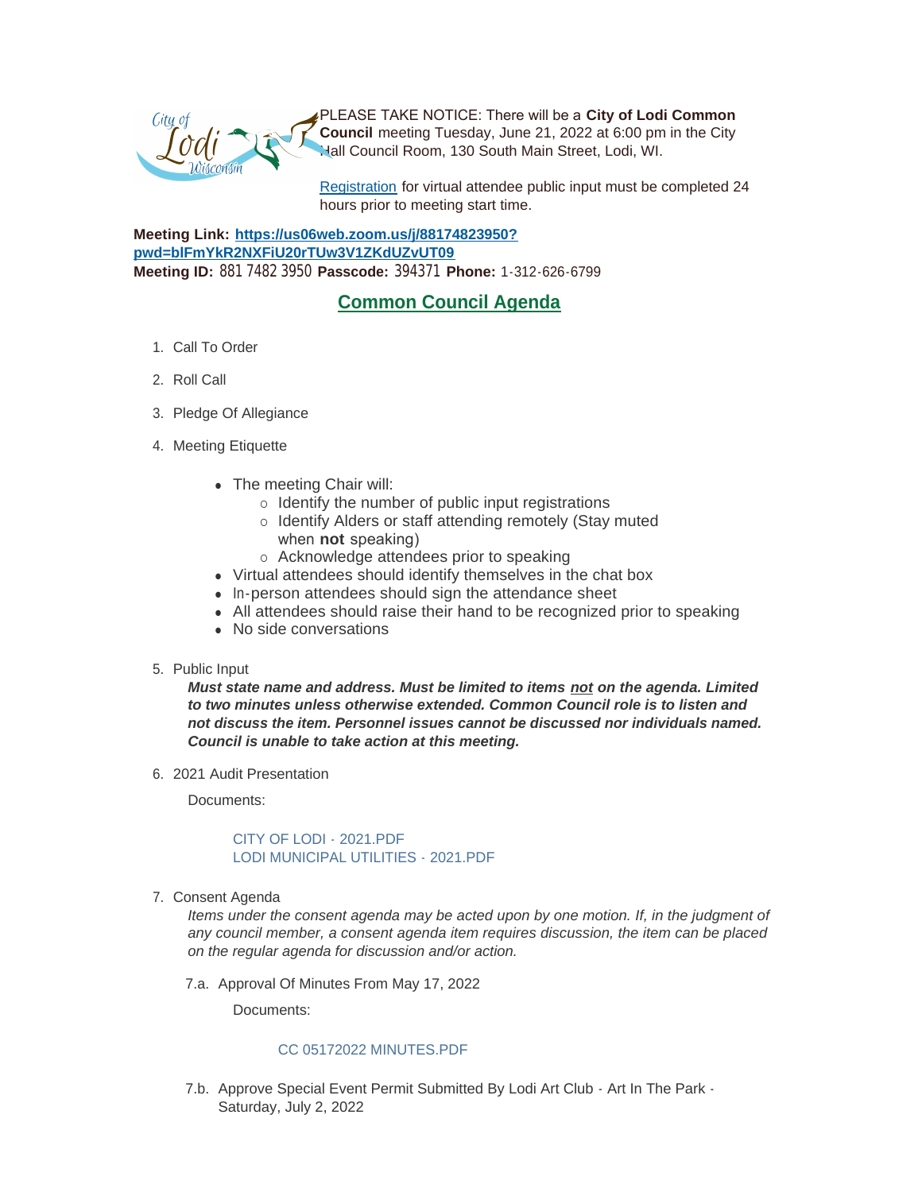PLEASE TAKE NOTICE: There will be a **City of Lodi Common Council** meeting Tuesday, June 21, 2022 at 6:00 pm in the City Hall Council Room, 130 South Main Street, Lodi, WI.

[Registration](#) for virtual attendee public input must be completed 24 hours prior to meeting start time.

**Meeting Link:** **https://us06web.zoom.us/j/88174823950?pwd=blFmYkR2NXFiU20rTUw3V1ZKdUZvUT09**
**Meeting ID:** 881 7482 3950 **Passcode:** 394371 **Phone:** 1-312-626-6799

## Common Council Agenda

1. Call To Order

2. Roll Call

3. Pledge Of Allegiance

4. Meeting Etiquette

   - The meeting Chair will:
     - Identify the number of public input registrations
     - Identify Alders or staff attending remotely (Stay muted when **not** speaking)
     - Acknowledge attendees prior to speaking
   - Virtual attendees should identify themselves in the chat box
   - In-person attendees should sign the attendance sheet
   - All attendees should raise their hand to be recognized prior to speaking
   - No side conversations

5. Public Input

   ***Must state name and address. Must be limited to items not on the agenda. Limited to two minutes unless otherwise extended. Common Council role is to listen and not discuss the item. Personnel issues cannot be discussed nor individuals named. Council is unable to take action at this meeting.***

6. 2021 Audit Presentation

   Documents:

   CITY OF LODI - 2021.PDF
   LODI MUNICIPAL UTILITIES - 2021.PDF

7. Consent Agenda

   *Items under the consent agenda may be acted upon by one motion. If, in the judgment of any council member, a consent agenda item requires discussion, the item can be placed on the regular agenda for discussion and/or action.*

   7.a. Approval Of Minutes From May 17, 2022

   Documents:

   CC 05172022 MINUTES.PDF

   7.b. Approve Special Event Permit Submitted By Lodi Art Club - Art In The Park - Saturday, July 2, 2022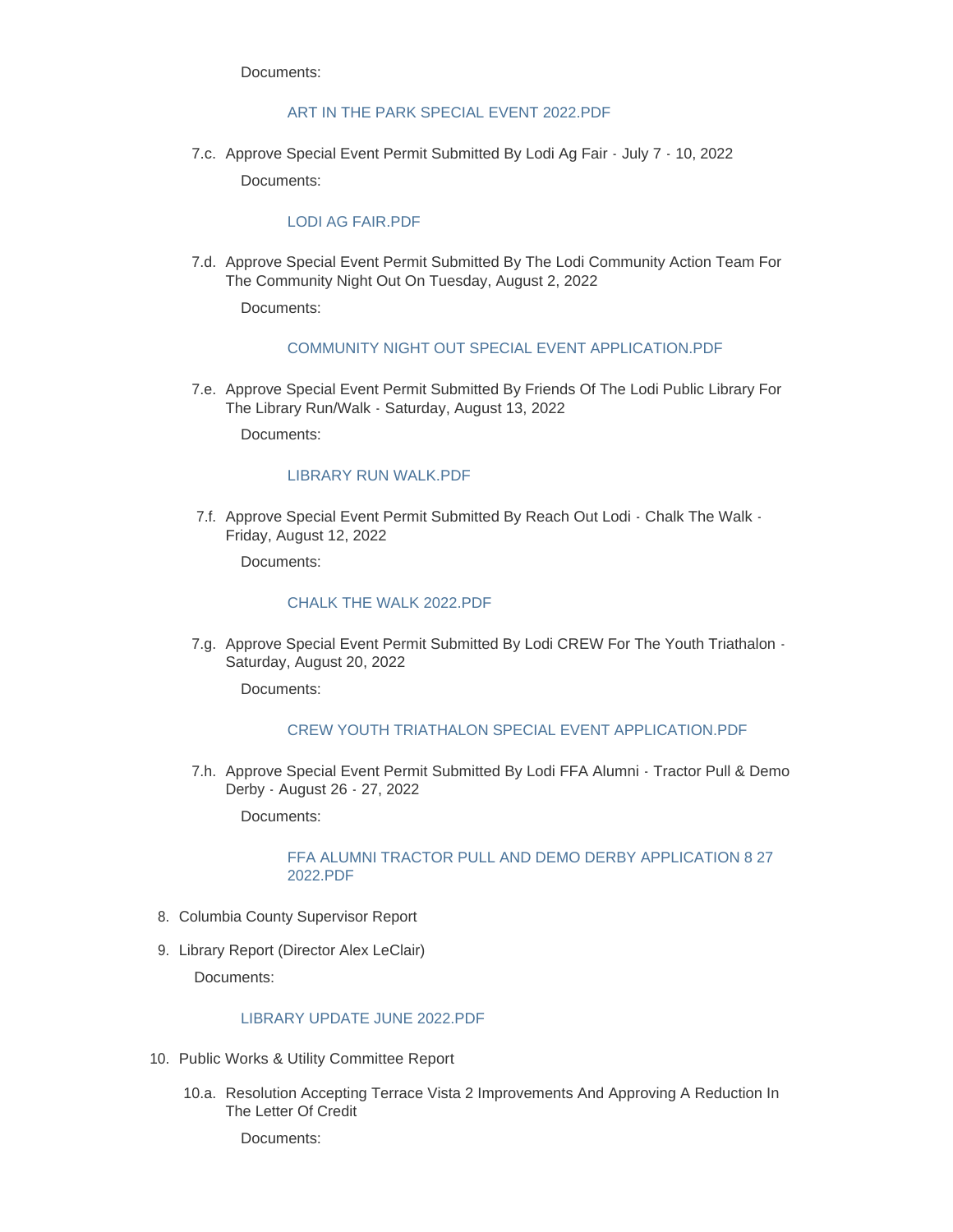Documents:

ART IN THE PARK SPECIAL EVENT 2022.PDF

7.c. Approve Special Event Permit Submitted By Lodi Ag Fair - July 7 - 10, 2022

Documents:

LODI AG FAIR.PDF

7.d. Approve Special Event Permit Submitted By The Lodi Community Action Team For The Community Night Out On Tuesday, August 2, 2022

Documents:

COMMUNITY NIGHT OUT SPECIAL EVENT APPLICATION.PDF

7.e. Approve Special Event Permit Submitted By Friends Of The Lodi Public Library For The Library Run/Walk - Saturday, August 13, 2022

Documents:

LIBRARY RUN WALK.PDF

7.f. Approve Special Event Permit Submitted By Reach Out Lodi - Chalk The Walk - Friday, August 12, 2022

Documents:

CHALK THE WALK 2022.PDF

7.g. Approve Special Event Permit Submitted By Lodi CREW For The Youth Triathalon - Saturday, August 20, 2022

Documents:

CREW YOUTH TRIATHALON SPECIAL EVENT APPLICATION.PDF

7.h. Approve Special Event Permit Submitted By Lodi FFA Alumni - Tractor Pull & Demo Derby - August 26 - 27, 2022

Documents:

FFA ALUMNI TRACTOR PULL AND DEMO DERBY APPLICATION 8 27 2022.PDF

8. Columbia County Supervisor Report

9. Library Report (Director Alex LeClair)

Documents:

LIBRARY UPDATE JUNE 2022.PDF

10. Public Works & Utility Committee Report

10.a. Resolution Accepting Terrace Vista 2 Improvements And Approving A Reduction In The Letter Of Credit

Documents: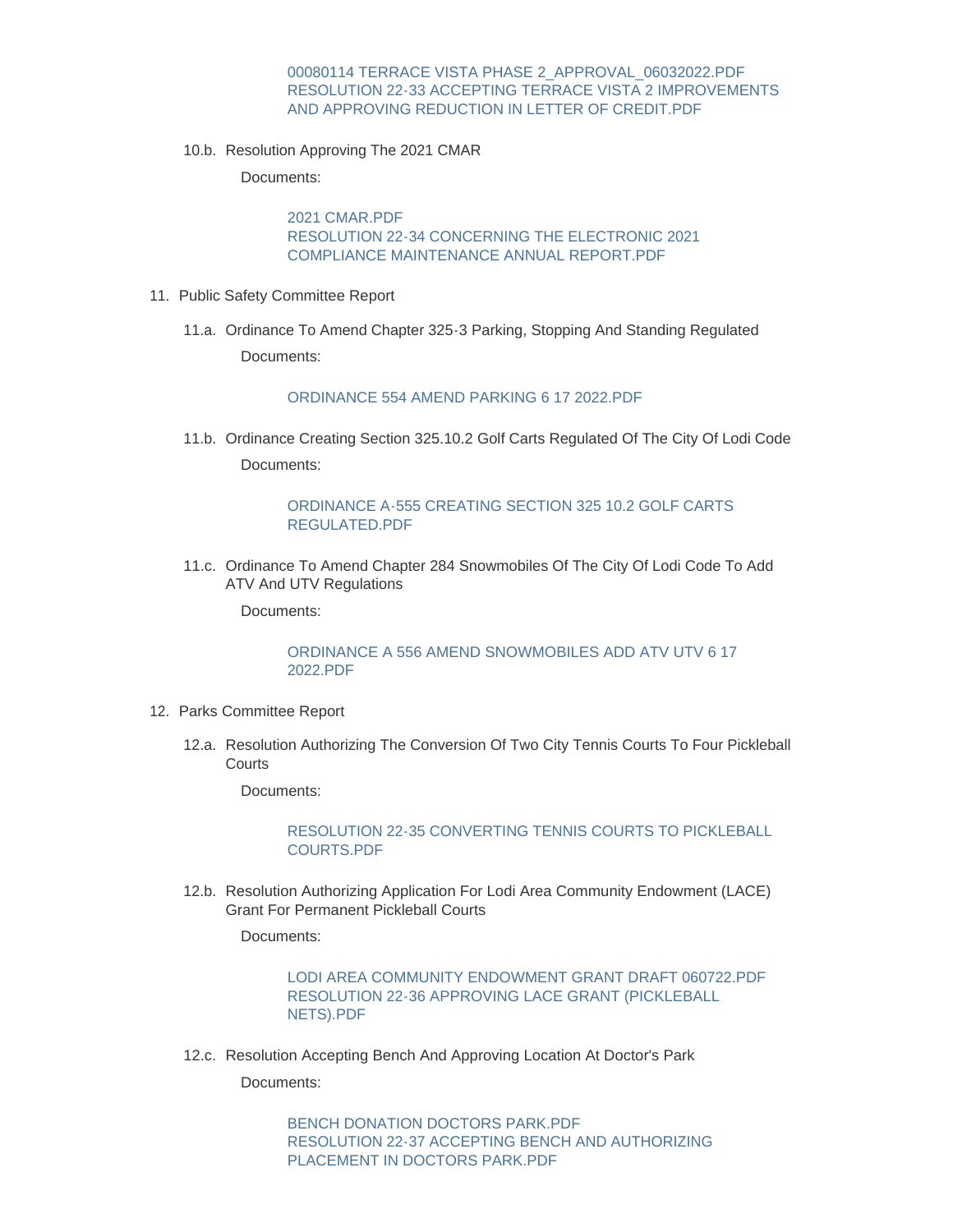00080114 TERRACE VISTA PHASE 2_APPROVAL_06032022.PDF
RESOLUTION 22-33 ACCEPTING TERRACE VISTA 2 IMPROVEMENTS AND APPROVING REDUCTION IN LETTER OF CREDIT.PDF

10.b. Resolution Approving The 2021 CMAR

Documents:

2021 CMAR.PDF
RESOLUTION 22-34 CONCERNING THE ELECTRONIC 2021 COMPLIANCE MAINTENANCE ANNUAL REPORT.PDF

11. Public Safety Committee Report

11.a. Ordinance To Amend Chapter 325-3 Parking, Stopping And Standing Regulated

Documents:

ORDINANCE 554 AMEND PARKING 6 17 2022.PDF

11.b. Ordinance Creating Section 325.10.2 Golf Carts Regulated Of The City Of Lodi Code

Documents:

ORDINANCE A-555 CREATING SECTION 325 10.2 GOLF CARTS REGULATED.PDF

11.c. Ordinance To Amend Chapter 284 Snowmobiles Of The City Of Lodi Code To Add ATV And UTV Regulations

Documents:

ORDINANCE A 556 AMEND SNOWMOBILES ADD ATV UTV 6 17 2022.PDF

12. Parks Committee Report

12.a. Resolution Authorizing The Conversion Of Two City Tennis Courts To Four Pickleball Courts

Documents:

RESOLUTION 22-35 CONVERTING TENNIS COURTS TO PICKLEBALL COURTS.PDF

12.b. Resolution Authorizing Application For Lodi Area Community Endowment (LACE) Grant For Permanent Pickleball Courts

Documents:

LODI AREA COMMUNITY ENDOWMENT GRANT DRAFT 060722.PDF
RESOLUTION 22-36 APPROVING LACE GRANT (PICKLEBALL NETS).PDF

12.c. Resolution Accepting Bench And Approving Location At Doctor's Park

Documents:

BENCH DONATION DOCTORS PARK.PDF
RESOLUTION 22-37 ACCEPTING BENCH AND AUTHORIZING PLACEMENT IN DOCTORS PARK.PDF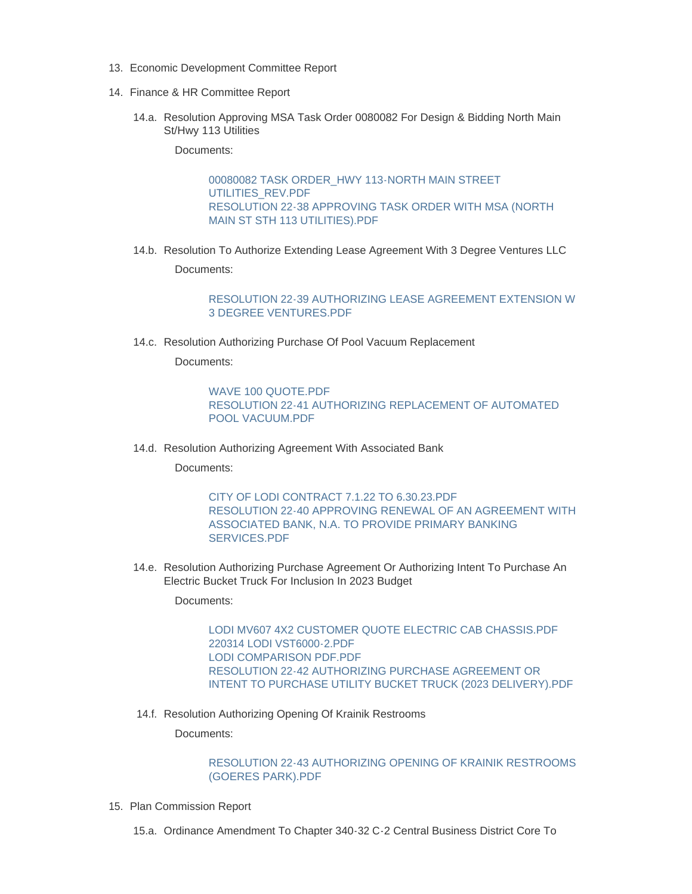13. Economic Development Committee Report

14. Finance & HR Committee Report

    14.a. Resolution Approving MSA Task Order 0080082 For Design & Bidding North Main St/Hwy 113 Utilities

    Documents:

    > 00080082 TASK ORDER_HWY 113-NORTH MAIN STREET UTILITIES_REV.PDF
    > RESOLUTION 22-38 APPROVING TASK ORDER WITH MSA (NORTH MAIN ST STH 113 UTILITIES).PDF

    14.b. Resolution To Authorize Extending Lease Agreement With 3 Degree Ventures LLC

    Documents:

    > RESOLUTION 22-39 AUTHORIZING LEASE AGREEMENT EXTENSION W 3 DEGREE VENTURES.PDF

    14.c. Resolution Authorizing Purchase Of Pool Vacuum Replacement

    Documents:

    > WAVE 100 QUOTE.PDF
    > RESOLUTION 22-41 AUTHORIZING REPLACEMENT OF AUTOMATED POOL VACUUM.PDF

    14.d. Resolution Authorizing Agreement With Associated Bank

    Documents:

    > CITY OF LODI CONTRACT 7.1.22 TO 6.30.23.PDF
    > RESOLUTION 22-40 APPROVING RENEWAL OF AN AGREEMENT WITH ASSOCIATED BANK, N.A. TO PROVIDE PRIMARY BANKING SERVICES.PDF

    14.e. Resolution Authorizing Purchase Agreement Or Authorizing Intent To Purchase An Electric Bucket Truck For Inclusion In 2023 Budget

    Documents:

    > LODI MV607 4X2 CUSTOMER QUOTE ELECTRIC CAB CHASSIS.PDF
    > 220314 LODI VST6000-2.PDF
    > LODI COMPARISON PDF.PDF
    > RESOLUTION 22-42 AUTHORIZING PURCHASE AGREEMENT OR INTENT TO PURCHASE UTILITY BUCKET TRUCK (2023 DELIVERY).PDF

    14.f. Resolution Authorizing Opening Of Krainik Restrooms

    Documents:

    > RESOLUTION 22-43 AUTHORIZING OPENING OF KRAINIK RESTROOMS (GOERES PARK).PDF

15. Plan Commission Report

    15.a. Ordinance Amendment To Chapter 340-32 C-2 Central Business District Core To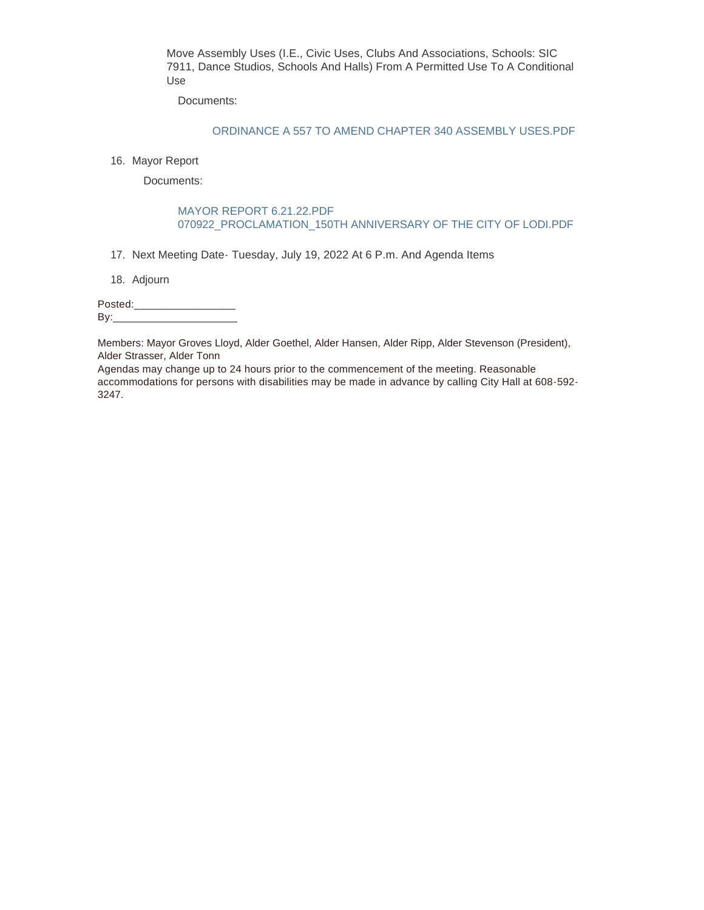Move Assembly Uses (I.E., Civic Uses, Clubs And Associations, Schools: SIC 7911, Dance Studios, Schools And Halls) From A Permitted Use To A Conditional Use

Documents:

ORDINANCE A 557 TO AMEND CHAPTER 340 ASSEMBLY USES.PDF

16. Mayor Report

    Documents:

    MAYOR REPORT 6.21.22.PDF
    070922_PROCLAMATION_150TH ANNIVERSARY OF THE CITY OF LODI.PDF

17. Next Meeting Date- Tuesday, July 19, 2022 At 6 P.m. And Agenda Items

18. Adjourn

Posted:_________________
By:_____________________

Members: Mayor Groves Lloyd, Alder Goethel, Alder Hansen, Alder Ripp, Alder Stevenson (President), Alder Strasser, Alder Tonn
Agendas may change up to 24 hours prior to the commencement of the meeting. Reasonable accommodations for persons with disabilities may be made in advance by calling City Hall at 608-592-3247.